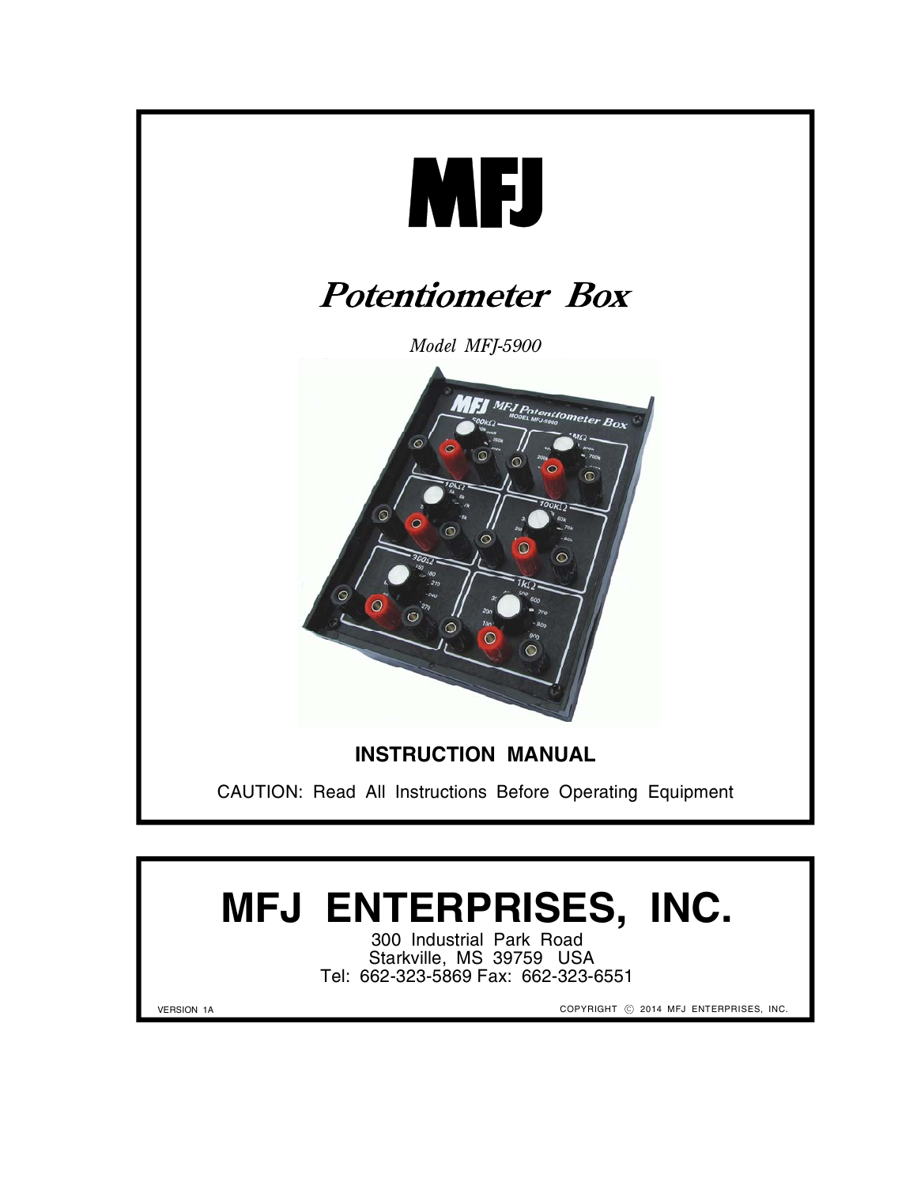# MFJ

## *Potentiometer Box*

*Model MFJ-5900*

**INSTRUCTION MANUAL**

CAUTION: Read All Instructions Before Operating Equipment

# MFJ ENTERPRISES, INC.

300 Industrial Park Road
Starkville, MS 39759 USA
Tel: 662-323-5869 Fax: 662-323-6551

VERSION 1A

COPYRIGHT © 2014 MFJ ENTERPRISES, INC.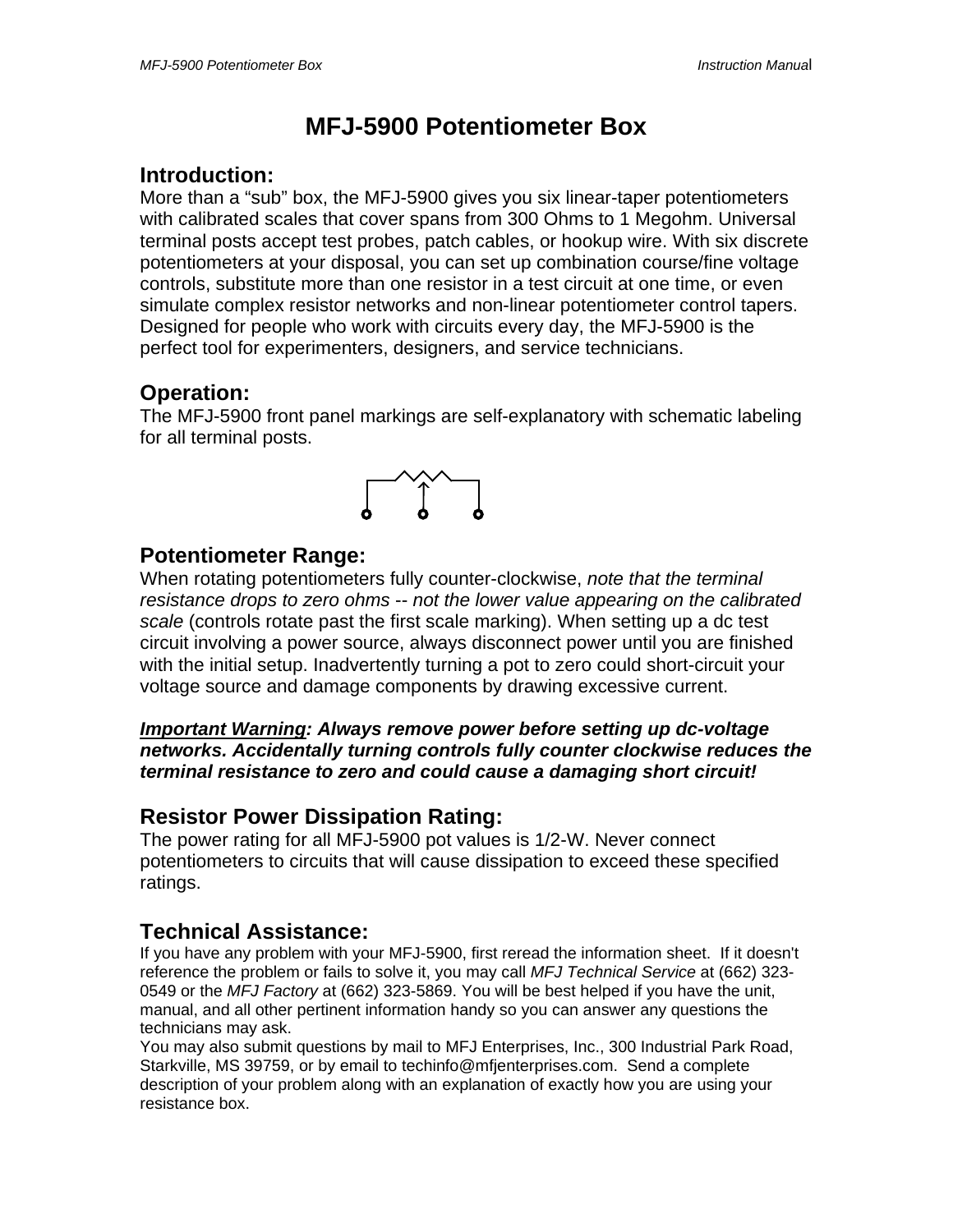# MFJ-5900 Potentiometer Box

## Introduction:

More than a "sub" box, the MFJ-5900 gives you six linear-taper potentiometers with calibrated scales that cover spans from 300 Ohms to 1 Megohm. Universal terminal posts accept test probes, patch cables, or hookup wire. With six discrete potentiometers at your disposal, you can set up combination course/fine voltage controls, substitute more than one resistor in a test circuit at one time, or even simulate complex resistor networks and non-linear potentiometer control tapers. Designed for people who work with circuits every day, the MFJ-5900 is the perfect tool for experimenters, designers, and service technicians.

## Operation:

The MFJ-5900 front panel markings are self-explanatory with schematic labeling for all terminal posts.

## Potentiometer Range:

When rotating potentiometers fully counter-clockwise, *note that the terminal resistance drops to zero ohms* -- *not the lower value appearing on the calibrated scale* (controls rotate past the first scale marking). When setting up a dc test circuit involving a power source, always disconnect power until you are finished with the initial setup. Inadvertently turning a pot to zero could short-circuit your voltage source and damage components by drawing excessive current.

***<u>Important Warning</u>: Always remove power before setting up dc-voltage networks. Accidentally turning controls fully counter clockwise reduces the terminal resistance to zero and could cause a damaging short circuit!***

## Resistor Power Dissipation Rating:

The power rating for all MFJ-5900 pot values is 1/2-W. Never connect potentiometers to circuits that will cause dissipation to exceed these specified ratings.

## Technical Assistance:

If you have any problem with your MFJ-5900, first reread the information sheet. If it doesn't reference the problem or fails to solve it, you may call *MFJ Technical Service* at (662) 323-0549 or the *MFJ Factory* at (662) 323-5869. You will be best helped if you have the unit, manual, and all other pertinent information handy so you can answer any questions the technicians may ask.

You may also submit questions by mail to MFJ Enterprises, Inc., 300 Industrial Park Road, Starkville, MS 39759, or by email to techinfo@mfjenterprises.com. Send a complete description of your problem along with an explanation of exactly how you are using your resistance box.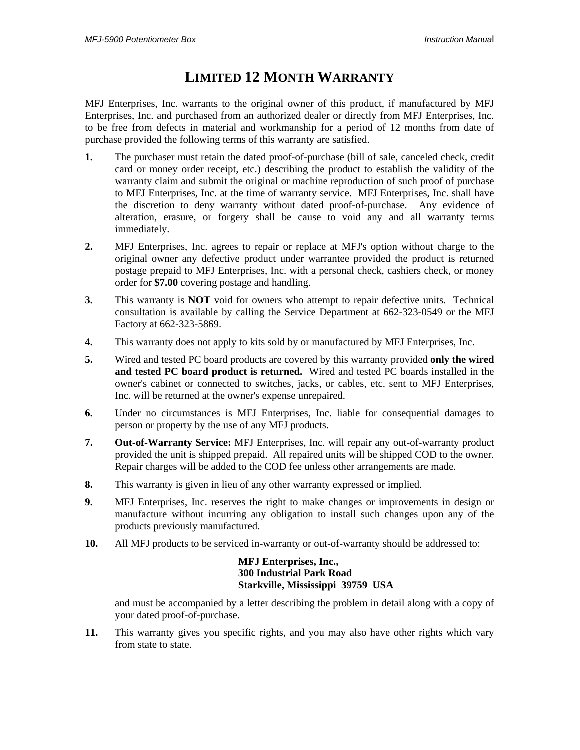# LIMITED 12 MONTH WARRANTY

MFJ Enterprises, Inc. warrants to the original owner of this product, if manufactured by MFJ Enterprises, Inc. and purchased from an authorized dealer or directly from MFJ Enterprises, Inc. to be free from defects in material and workmanship for a period of 12 months from date of purchase provided the following terms of this warranty are satisfied.

**1.** The purchaser must retain the dated proof-of-purchase (bill of sale, canceled check, credit card or money order receipt, etc.) describing the product to establish the validity of the warranty claim and submit the original or machine reproduction of such proof of purchase to MFJ Enterprises, Inc. at the time of warranty service. MFJ Enterprises, Inc. shall have the discretion to deny warranty without dated proof-of-purchase. Any evidence of alteration, erasure, or forgery shall be cause to void any and all warranty terms immediately.

**2.** MFJ Enterprises, Inc. agrees to repair or replace at MFJ's option without charge to the original owner any defective product under warrantee provided the product is returned postage prepaid to MFJ Enterprises, Inc. with a personal check, cashiers check, or money order for **$7.00** covering postage and handling.

**3.** This warranty is **NOT** void for owners who attempt to repair defective units. Technical consultation is available by calling the Service Department at 662-323-0549 or the MFJ Factory at 662-323-5869.

**4.** This warranty does not apply to kits sold by or manufactured by MFJ Enterprises, Inc.

**5.** Wired and tested PC board products are covered by this warranty provided **only the wired and tested PC board product is returned.** Wired and tested PC boards installed in the owner's cabinet or connected to switches, jacks, or cables, etc. sent to MFJ Enterprises, Inc. will be returned at the owner's expense unrepaired.

**6.** Under no circumstances is MFJ Enterprises, Inc. liable for consequential damages to person or property by the use of any MFJ products.

**7.** **Out-of-Warranty Service:** MFJ Enterprises, Inc. will repair any out-of-warranty product provided the unit is shipped prepaid. All repaired units will be shipped COD to the owner. Repair charges will be added to the COD fee unless other arrangements are made.

**8.** This warranty is given in lieu of any other warranty expressed or implied.

**9.** MFJ Enterprises, Inc. reserves the right to make changes or improvements in design or manufacture without incurring any obligation to install such changes upon any of the products previously manufactured.

**10.** All MFJ products to be serviced in-warranty or out-of-warranty should be addressed to:

**MFJ Enterprises, Inc.,**
**300 Industrial Park Road**
**Starkville, Mississippi 39759 USA**

and must be accompanied by a letter describing the problem in detail along with a copy of your dated proof-of-purchase.

**11.** This warranty gives you specific rights, and you may also have other rights which vary from state to state.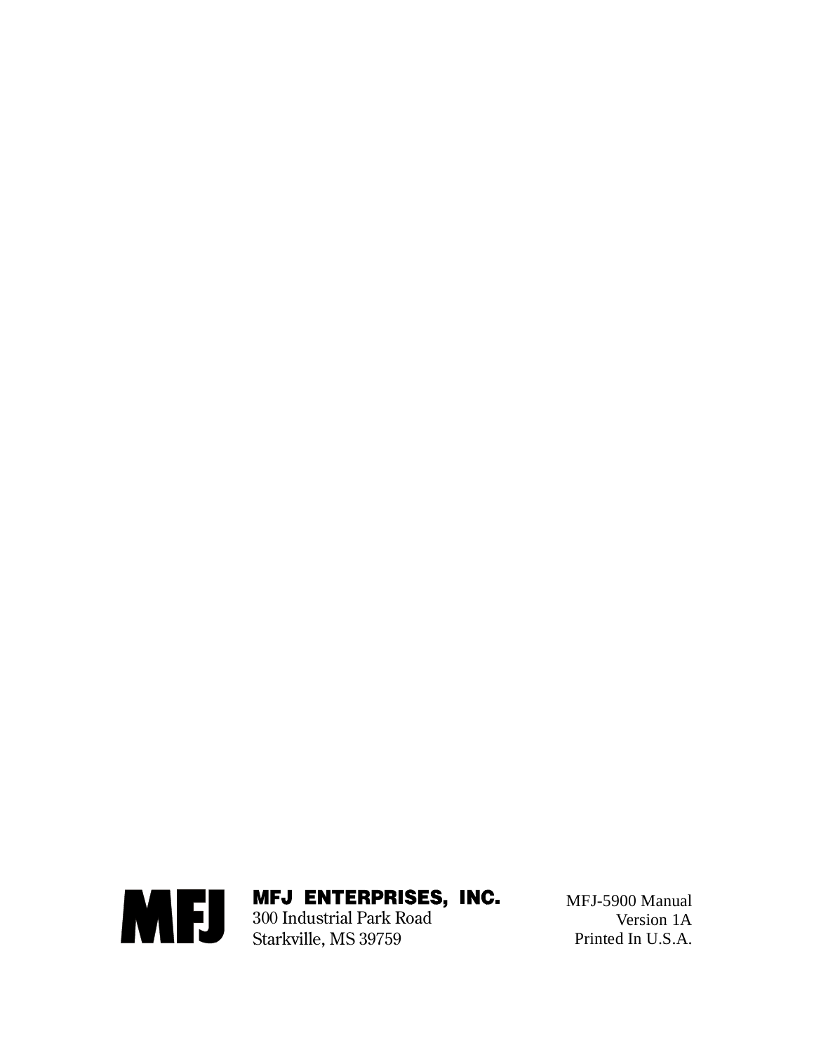MFJ

**MFJ ENTERPRISES, INC.**
300 Industrial Park Road
Starkville, MS 39759

MFJ-5900 Manual
Version 1A
Printed In U.S.A.